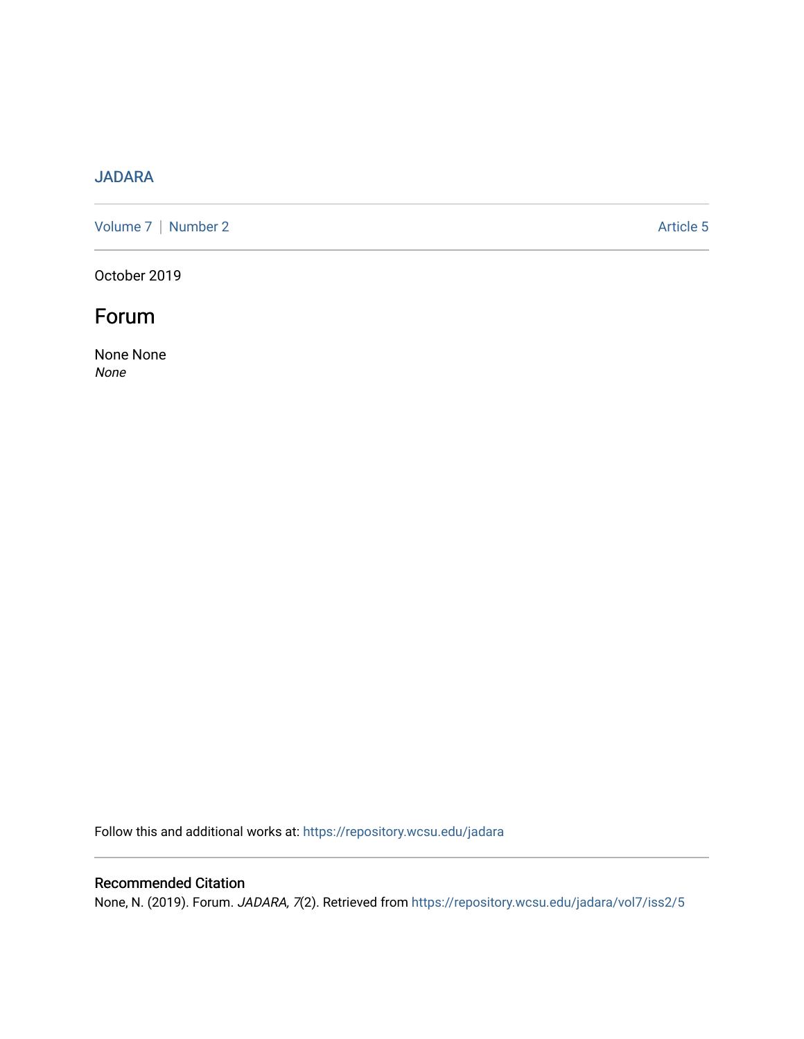JADARA

Volume 7 | Number 2 Article 5

October 2019

# Forum

None None
*None*

Follow this and additional works at: https://repository.wcsu.edu/jadara

## Recommended Citation

None, N. (2019). Forum. *JADARA, 7*(2). Retrieved from https://repository.wcsu.edu/jadara/vol7/iss2/5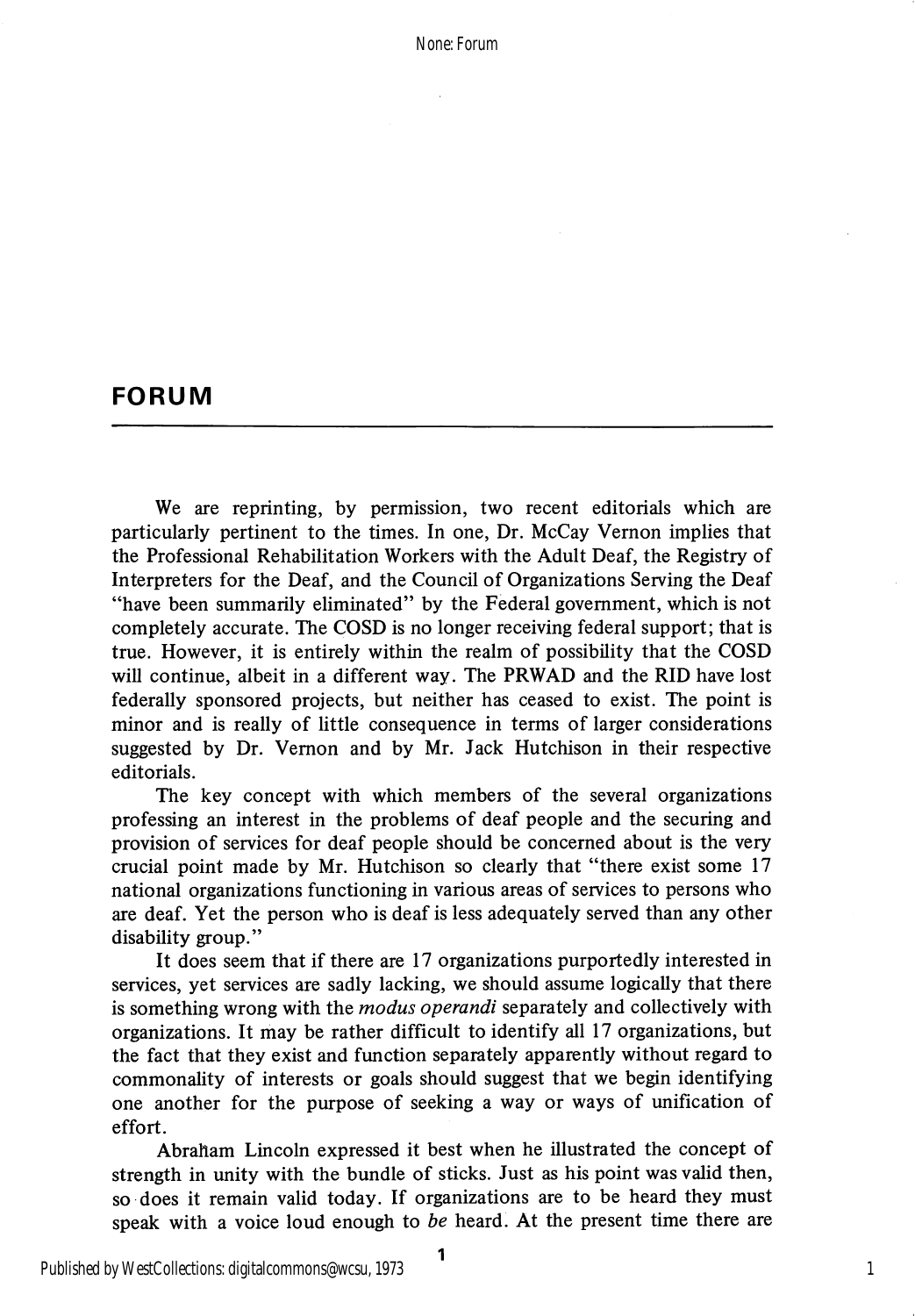## FORUM

We are reprinting, by permission, two recent editorials which are particularly pertinent to the times. In one, Dr. McCay Vernon implies that the Professional Rehabilitation Workers with the Adult Deaf, the Registry of Interpreters for the Deaf, and the Council of Organizations Serving the Deaf "have been summarily eliminated" by the Federal government, which is not completely accurate. The COSD is no longer receiving federal support; that is true. However, it is entirely within the realm of possibility that the COSD will continue, albeit in a different way. The PRWAD and the RID have lost federally sponsored projects, but neither has ceased to exist. The point is minor and is really of little consequence in terms of larger considerations suggested by Dr. Vernon and by Mr. Jack Hutchison in their respective editorials.

The key concept with which members of the several organizations professing an interest in the problems of deaf people and the securing and provision of services for deaf people should be concerned about is the very crucial point made by Mr. Hutchison so clearly that "there exist some 17 national organizations functioning in various areas of services to persons who are deaf. Yet the person who is deaf is less adequately served than any other disability group."

It does seem that if there are 17 organizations purportedly interested in services, yet services are sadly lacking, we should assume logically that there is something wrong with the *modus operandi* separately and collectively with organizations. It may be rather difficult to identify all 17 organizations, but the fact that they exist and function separately apparently without regard to commonality of interests or goals should suggest that we begin identifying one another for the purpose of seeking a way or ways of unification of effort.

Abraham Lincoln expressed it best when he illustrated the concept of strength in unity with the bundle of sticks. Just as his point was valid then, so does it remain valid today. If organizations are to be heard they must speak with a voice loud enough to *be* heard. At the present time there are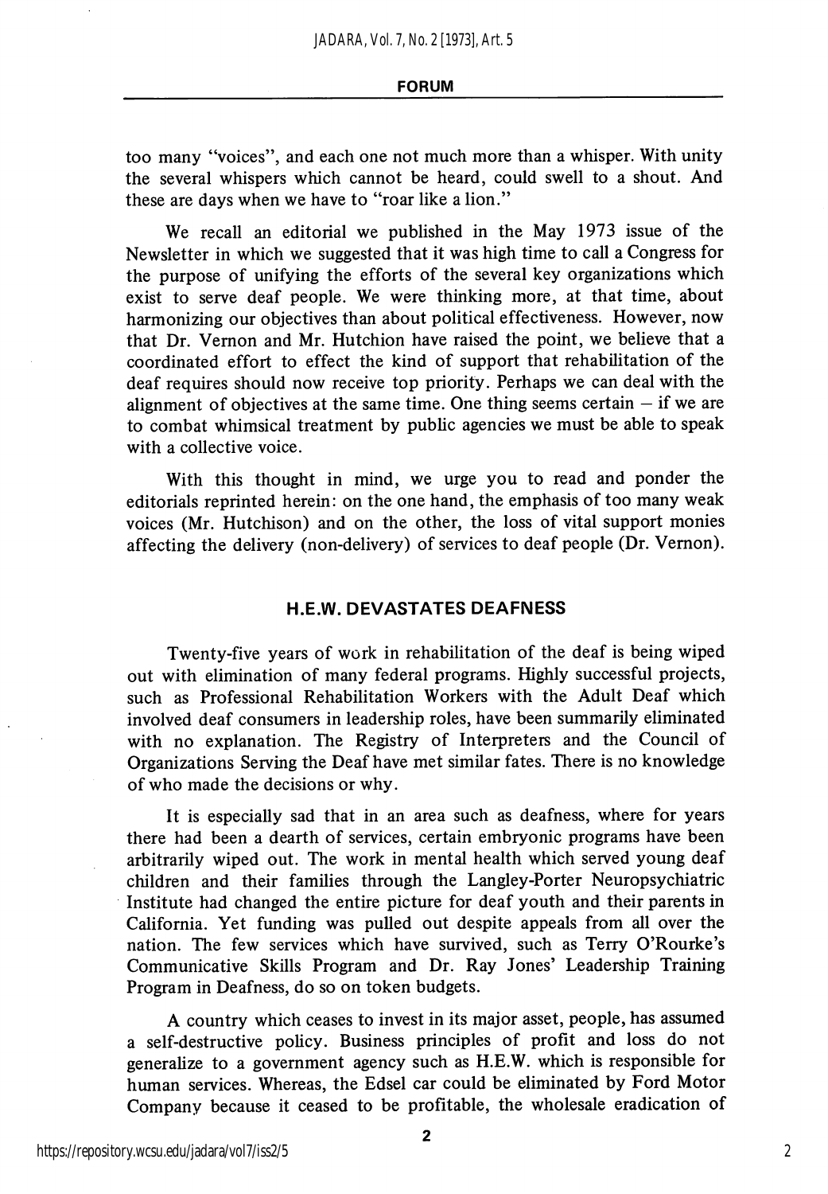too many "voices", and each one not much more than a whisper. With unity the several whispers which cannot be heard, could swell to a shout. And these are days when we have to "roar like a lion."

We recall an editorial we published in the May 1973 issue of the Newsletter in which we suggested that it was high time to call a Congress for the purpose of unifying the efforts of the several key organizations which exist to serve deaf people. We were thinking more, at that time, about harmonizing our objectives than about political effectiveness. However, now that Dr. Vernon and Mr. Hutchion have raised the point, we believe that a coordinated effort to effect the kind of support that rehabilitation of the deaf requires should now receive top priority. Perhaps we can deal with the alignment of objectives at the same time. One thing seems certain – if we are to combat whimsical treatment by public agencies we must be able to speak with a collective voice.

With this thought in mind, we urge you to read and ponder the editorials reprinted herein: on the one hand, the emphasis of too many weak voices (Mr. Hutchison) and on the other, the loss of vital support monies affecting the delivery (non-delivery) of services to deaf people (Dr. Vernon).

## H.E.W. DEVASTATES DEAFNESS

Twenty-five years of work in rehabilitation of the deaf is being wiped out with elimination of many federal programs. Highly successful projects, such as Professional Rehabilitation Workers with the Adult Deaf which involved deaf consumers in leadership roles, have been summarily eliminated with no explanation. The Registry of Interpreters and the Council of Organizations Serving the Deaf have met similar fates. There is no knowledge of who made the decisions or why.

It is especially sad that in an area such as deafness, where for years there had been a dearth of services, certain embryonic programs have been arbitrarily wiped out. The work in mental health which served young deaf children and their families through the Langley-Porter Neuropsychiatric Institute had changed the entire picture for deaf youth and their parents in California. Yet funding was pulled out despite appeals from all over the nation. The few services which have survived, such as Terry O'Rourke's Communicative Skills Program and Dr. Ray Jones' Leadership Training Program in Deafness, do so on token budgets.

A country which ceases to invest in its major asset, people, has assumed a self-destructive policy. Business principles of profit and loss do not generalize to a government agency such as H.E.W. which is responsible for human services. Whereas, the Edsel car could be eliminated by Ford Motor Company because it ceased to be profitable, the wholesale eradication of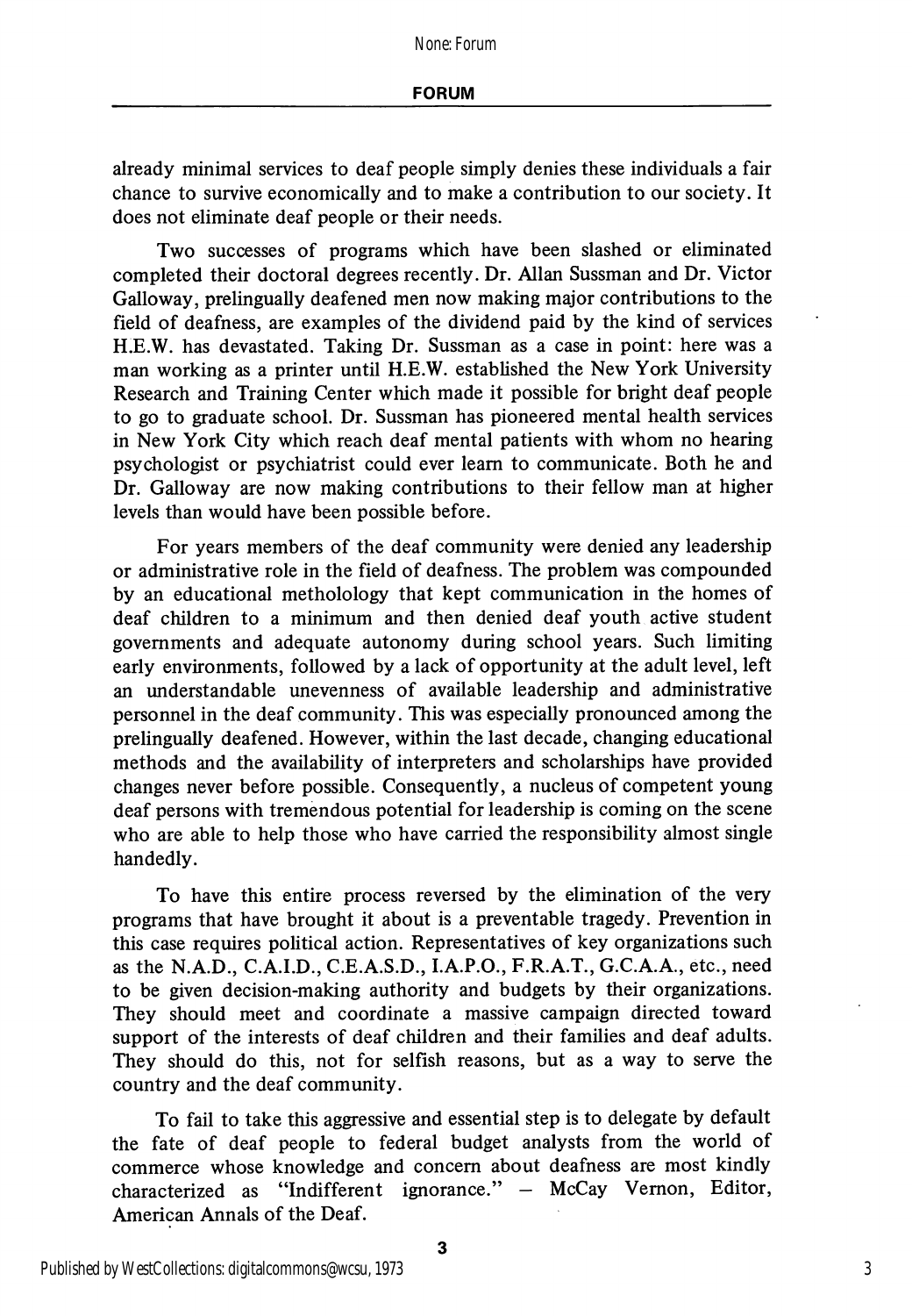already minimal services to deaf people simply denies these individuals a fair chance to survive economically and to make a contribution to our society. It does not eliminate deaf people or their needs.

Two successes of programs which have been slashed or eliminated completed their doctoral degrees recently. Dr. Allan Sussman and Dr. Victor Galloway, prelingually deafened men now making major contributions to the field of deafness, are examples of the dividend paid by the kind of services H.E.W. has devastated. Taking Dr. Sussman as a case in point: here was a man working as a printer until H.E.W. established the New York University Research and Training Center which made it possible for bright deaf people to go to graduate school. Dr. Sussman has pioneered mental health services in New York City which reach deaf mental patients with whom no hearing psychologist or psychiatrist could ever learn to communicate. Both he and Dr. Galloway are now making contributions to their fellow man at higher levels than would have been possible before.

For years members of the deaf community were denied any leadership or administrative role in the field of deafness. The problem was compounded by an educational metholology that kept communication in the homes of deaf children to a minimum and then denied deaf youth active student governments and adequate autonomy during school years. Such limiting early environments, followed by a lack of opportunity at the adult level, left an understandable unevenness of available leadership and administrative personnel in the deaf community. This was especially pronounced among the prelingually deafened. However, within the last decade, changing educational methods and the availability of interpreters and scholarships have provided changes never before possible. Consequently, a nucleus of competent young deaf persons with tremendous potential for leadership is coming on the scene who are able to help those who have carried the responsibility almost single handedly.

To have this entire process reversed by the elimination of the very programs that have brought it about is a preventable tragedy. Prevention in this case requires political action. Representatives of key organizations such as the N.A.D., C.A.I.D., C.E.A.S.D., I.A.P.O., F.R.A.T., G.C.A.A., etc., need to be given decision-making authority and budgets by their organizations. They should meet and coordinate a massive campaign directed toward support of the interests of deaf children and their families and deaf adults. They should do this, not for selfish reasons, but as a way to serve the country and the deaf community.

To fail to take this aggressive and essential step is to delegate by default the fate of deaf people to federal budget analysts from the world of commerce whose knowledge and concern about deafness are most kindly characterized as "Indifferent ignorance." — McCay Vernon, Editor, American Annals of the Deaf.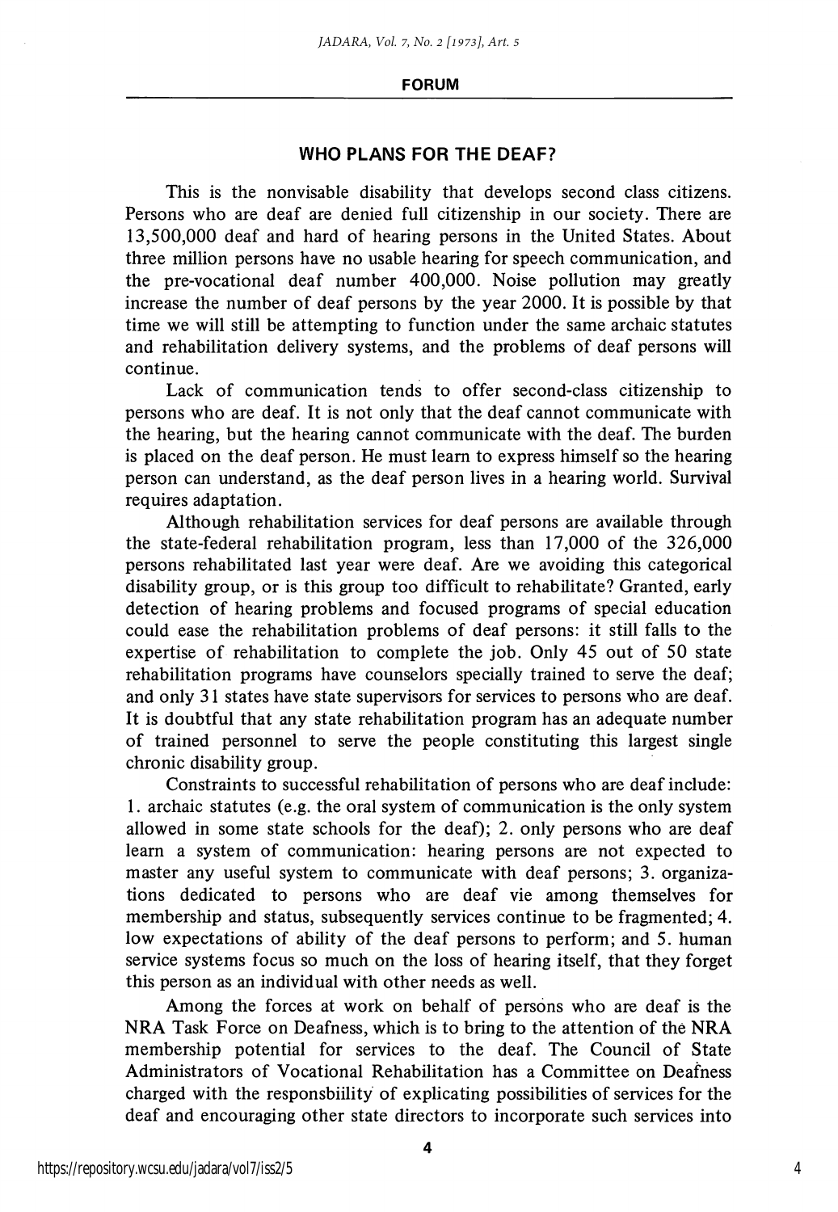**FORUM**

## WHO PLANS FOR THE DEAF?

This is the nonvisable disability that develops second class citizens. Persons who are deaf are denied full citizenship in our society. There are 13,500,000 deaf and hard of hearing persons in the United States. About three million persons have no usable hearing for speech communication, and the pre-vocational deaf number 400,000. Noise pollution may greatly increase the number of deaf persons by the year 2000. It is possible by that time we will still be attempting to function under the same archaic statutes and rehabilitation delivery systems, and the problems of deaf persons will continue.

Lack of communication tends to offer second-class citizenship to persons who are deaf. It is not only that the deaf cannot communicate with the hearing, but the hearing cannot communicate with the deaf. The burden is placed on the deaf person. He must learn to express himself so the hearing person can understand, as the deaf person lives in a hearing world. Survival requires adaptation.

Although rehabilitation services for deaf persons are available through the state-federal rehabilitation program, less than 17,000 of the 326,000 persons rehabilitated last year were deaf. Are we avoiding this categorical disability group, or is this group too difficult to rehabilitate? Granted, early detection of hearing problems and focused programs of special education could ease the rehabilitation problems of deaf persons: it still falls to the expertise of rehabilitation to complete the job. Only 45 out of 50 state rehabilitation programs have counselors specially trained to serve the deaf; and only 31 states have state supervisors for services to persons who are deaf. It is doubtful that any state rehabilitation program has an adequate number of trained personnel to serve the people constituting this largest single chronic disability group.

Constraints to successful rehabilitation of persons who are deaf include: 1. archaic statutes (e.g. the oral system of communication is the only system allowed in some state schools for the deaf); 2. only persons who are deaf learn a system of communication: hearing persons are not expected to master any useful system to communicate with deaf persons; 3. organizations dedicated to persons who are deaf vie among themselves for membership and status, subsequently services continue to be fragmented; 4. low expectations of ability of the deaf persons to perform; and 5. human service systems focus so much on the loss of hearing itself, that they forget this person as an individual with other needs as well.

Among the forces at work on behalf of persons who are deaf is the NRA Task Force on Deafness, which is to bring to the attention of the NRA membership potential for services to the deaf. The Council of State Administrators of Vocational Rehabilitation has a Committee on Deafness charged with the responsbiility of explicating possibilities of services for the deaf and encouraging other state directors to incorporate such services into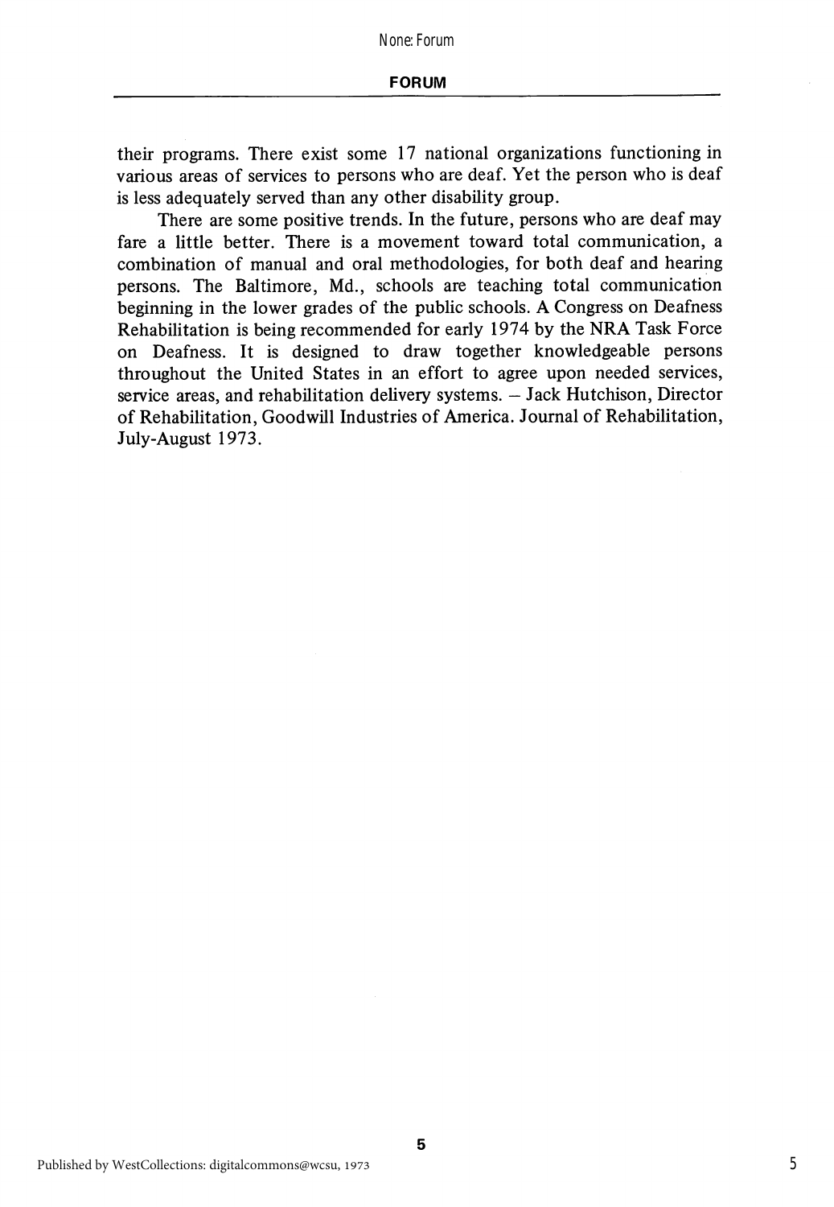their programs. There exist some 17 national organizations functioning in various areas of services to persons who are deaf. Yet the person who is deaf is less adequately served than any other disability group.

There are some positive trends. In the future, persons who are deaf may fare a little better. There is a movement toward total communication, a combination of manual and oral methodologies, for both deaf and hearing persons. The Baltimore, Md., schools are teaching total communication beginning in the lower grades of the public schools. A Congress on Deafness Rehabilitation is being recommended for early 1974 by the NRA Task Force on Deafness. It is designed to draw together knowledgeable persons throughout the United States in an effort to agree upon needed services, service areas, and rehabilitation delivery systems. – Jack Hutchison, Director of Rehabilitation, Goodwill Industries of America. Journal of Rehabilitation, July-August 1973.